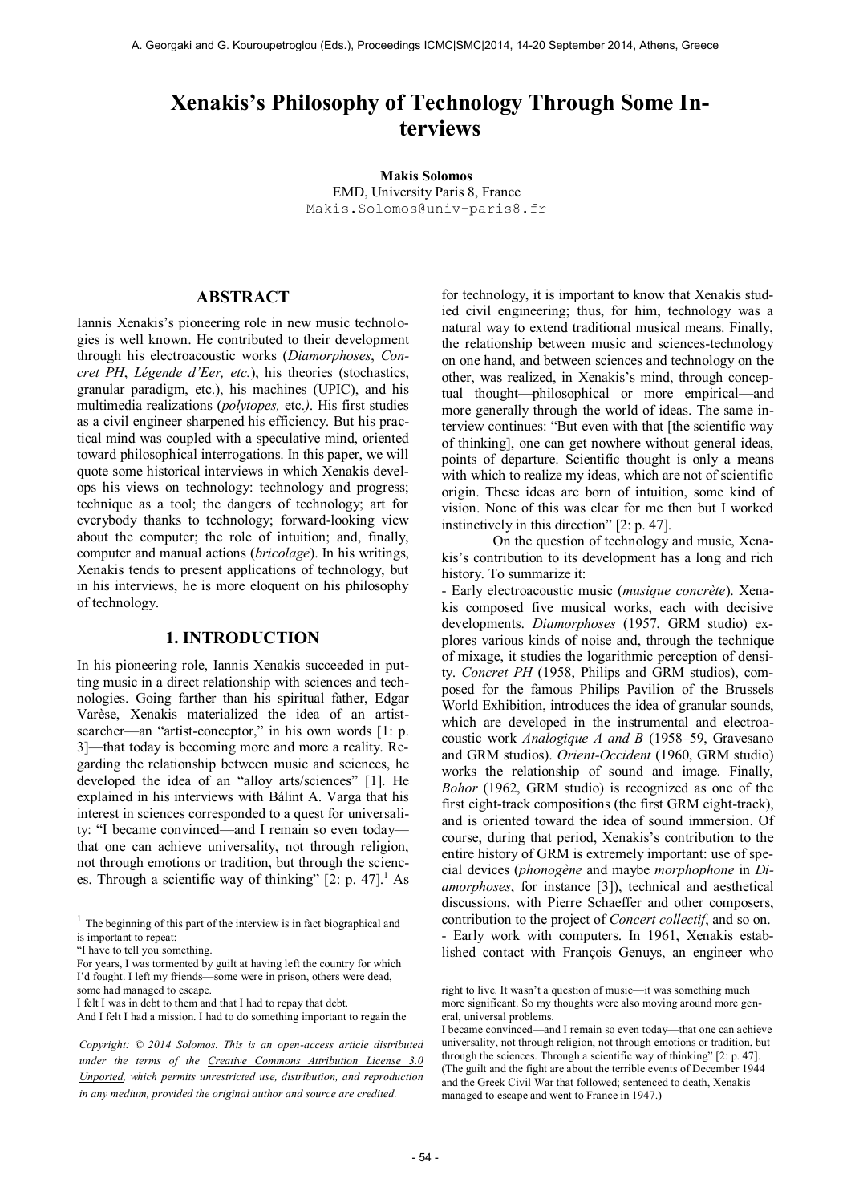# Xenakis's Philosophy of Technology Through Some Interviews

**Makis Solomos**
EMD, University Paris 8, France
Makis.Solomos@univ-paris8.fr

## ABSTRACT

Iannis Xenakis's pioneering role in new music technologies is well known. He contributed to their development through his electroacoustic works (*Diamorphoses*, *Concret PH*, *Légende d'Eer, etc.*), his theories (stochastics, granular paradigm, etc.), his machines (UPIC), and his multimedia realizations (*polytopes,* etc.*)*. His first studies as a civil engineer sharpened his efficiency. But his practical mind was coupled with a speculative mind, oriented toward philosophical interrogations. In this paper, we will quote some historical interviews in which Xenakis develops his views on technology: technology and progress; technique as a tool; the dangers of technology; art for everybody thanks to technology; forward-looking view about the computer; the role of intuition; and, finally, computer and manual actions (*bricolage*). In his writings, Xenakis tends to present applications of technology, but in his interviews, he is more eloquent on his philosophy of technology.

## 1. INTRODUCTION

In his pioneering role, Iannis Xenakis succeeded in putting music in a direct relationship with sciences and technologies. Going farther than his spiritual father, Edgar Varèse, Xenakis materialized the idea of an artist-searcher—an "artist-conceptor," in his own words [1: p. 3]—that today is becoming more and more a reality. Regarding the relationship between music and sciences, he developed the idea of an "alloy arts/sciences" [1]. He explained in his interviews with Bálint A. Varga that his interest in sciences corresponded to a quest for universality: "I became convinced—and I remain so even today—that one can achieve universality, not through religion, not through emotions or tradition, but through the sciences. Through a scientific way of thinking" [2: p. 47].[1] As for technology, it is important to know that Xenakis studied civil engineering; thus, for him, technology was a natural way to extend traditional musical means. Finally, the relationship between music and sciences-technology on one hand, and between sciences and technology on the other, was realized, in Xenakis's mind, through conceptual thought—philosophical or more empirical—and more generally through the world of ideas. The same interview continues: "But even with that [the scientific way of thinking], one can get nowhere without general ideas, points of departure. Scientific thought is only a means with which to realize my ideas, which are not of scientific origin. These ideas are born of intuition, some kind of vision. None of this was clear for me then but I worked instinctively in this direction" [2: p. 47].

On the question of technology and music, Xenakis's contribution to its development has a long and rich history. To summarize it:

- Early electroacoustic music (*musique concrète*). Xenakis composed five musical works, each with decisive developments. *Diamorphoses* (1957, GRM studio) explores various kinds of noise and, through the technique of mixage, it studies the logarithmic perception of density. *Concret PH* (1958, Philips and GRM studios), composed for the famous Philips Pavilion of the Brussels World Exhibition, introduces the idea of granular sounds, which are developed in the instrumental and electroacoustic work *Analogique A and B* (1958–59, Gravesano and GRM studios). *Orient-Occident* (1960, GRM studio) works the relationship of sound and image. Finally, *Bohor* (1962, GRM studio) is recognized as one of the first eight-track compositions (the first GRM eight-track), and is oriented toward the idea of sound immersion. Of course, during that period, Xenakis's contribution to the entire history of GRM is extremely important: use of special devices (*phonogène* and maybe *morphophone* in *Diamorphoses*, for instance [3]), technical and aesthetical discussions, with Pierre Schaeffer and other composers, contribution to the project of *Concert collectif*, and so on.
- Early work with computers. In 1961, Xenakis established contact with François Genuys, an engineer who

---

[1] The beginning of this part of the interview is in fact biographical and is important to repeat:
"I have to tell you something.
For years, I was tormented by guilt at having left the country for which I'd fought. I left my friends—some were in prison, others were dead, some had managed to escape.
I felt I was in debt to them and that I had to repay that debt.
And I felt I had a mission. I had to do something important to regain the right to live. It wasn't a question of music—it was something much more significant. So my thoughts were also moving around more general, universal problems.
I became convinced—and I remain so even today—that one can achieve universality, not through religion, not through emotions or tradition, but through the sciences. Through a scientific way of thinking" [2: p. 47].
(The guilt and the fight are about the terrible events of December 1944 and the Greek Civil War that followed; sentenced to death, Xenakis managed to escape and went to France in 1947.)

*Copyright: © 2014 Solomos. This is an open-access article distributed under the terms of the Creative Commons Attribution License 3.0 Unported, which permits unrestricted use, distribution, and reproduction in any medium, provided the original author and source are credited.*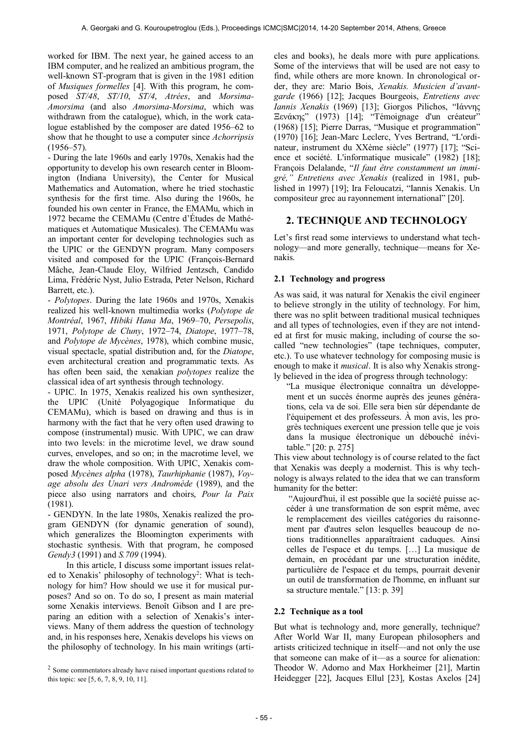worked for IBM. The next year, he gained access to an IBM computer, and he realized an ambitious program, the well-known ST-program that is given in the 1981 edition of *Musiques formelles* [4]. With this program, he composed *ST/48*, *ST/10*, *ST/4*, *Atrées*, and *Morsima-Amorsima* (and also *Amorsima-Morsima*, which was withdrawn from the catalogue), which, in the work catalogue established by the composer are dated 1956–62 to show that he thought to use a computer since *Achorripsis* (1956–57).

- During the late 1960s and early 1970s, Xenakis had the opportunity to develop his own research center in Bloomington (Indiana University), the Center for Musical Mathematics and Automation, where he tried stochastic synthesis for the first time. Also during the 1960s, he founded his own center in France, the EMAMu, which in 1972 became the CEMAMu (Centre d'Études de Mathématiques et Automatique Musicales). The CEMAMu was an important center for developing technologies such as the UPIC or the GENDYN program. Many composers visited and composed for the UPIC (François-Bernard Mâche, Jean-Claude Eloy, Wilfried Jentzsch, Candido Lima, Frédéric Nyst, Julio Estrada, Peter Nelson, Richard Barrett, etc.).

- *Polytopes*. During the late 1960s and 1970s, Xenakis realized his well-known multimedia works (*Polytope de Montréal*, 1967, *Hibiki Hana Ma*, 1969–70, *Persepolis*, 1971, *Polytope de Cluny*, 1972–74, *Diatope*, 1977–78, and *Polytope de Mycènes*, 1978), which combine music, visual spectacle, spatial distribution and, for the *Diatope*, even architectural creation and programmatic texts. As has often been said, the xenakian *polytopes* realize the classical idea of art synthesis through technology.

- UPIC. In 1975, Xenakis realized his own synthesizer, the UPIC (Unité Polyagogique Informatique du CEMAMu), which is based on drawing and thus is in harmony with the fact that he very often used drawing to compose (instrumental) music. With UPIC, we can draw into two levels: in the microtime level, we draw sound curves, envelopes, and so on; in the macrotime level, we draw the whole composition. With UPIC, Xenakis composed *Mycènes alpha* (1978), *Taurhiphanie* (1987), *Voyage absolu des Unari vers Andromède* (1989), and the piece also using narrators and choirs, *Pour la Paix* (1981).

- GENDYN. In the late 1980s, Xenakis realized the program GENDYN (for dynamic generation of sound), which generalizes the Bloomington experiments with stochastic synthesis. With that program, he composed *Gendy3* (1991) and *S.709* (1994).

In this article, I discuss some important issues related to Xenakis' philosophy of technology[2]: What is technology for him? How should we use it for musical purposes? And so on. To do so, I present as main material some Xenakis interviews. Benoît Gibson and I are preparing an edition with a selection of Xenakis's interviews. Many of them address the question of technology and, in his responses here, Xenakis develops his views on the philosophy of technology. In his main writings (articles and books), he deals more with pure applications. Some of the interviews that will be used are not easy to find, while others are more known. In chronological order, they are: Mario Bois, *Xenakis. Musicien d'avant-garde* (1966) [12]; Jacques Bourgeois, *Entretiens avec Iannis Xenakis* (1969) [13]; Giorgos Pilichos, "Ιάννης Ξενάκης" (1973) [14]; "Témoignage d'un créateur" (1968) [15]; Pierre Darras, "Musique et programmation" (1970) [16]; Jean-Marc Leclerc, Yves Bertrand, "L'ordinateur, instrument du XXème siècle" (1977) [17]; "Science et société. L'informatique musicale" (1982) [18]; François Delalande, "*Il faut être constamment un immigré," Entretiens avec Xenakis* (realized in 1981, published in 1997) [19]; Ira Feloucatzi, "Iannis Xenakis. Un compositeur grec au rayonnement international" [20].

[2] Some commentators already have raised important questions related to this topic: see [5, 6, 7, 8, 9, 10, 11].

## 2. TECHNIQUE AND TECHNOLOGY

Let's first read some interviews to understand what technology—and more generally, technique—means for Xenakis.

### 2.1 Technology and progress

As was said, it was natural for Xenakis the civil engineer to believe strongly in the utility of technology. For him, there was no split between traditional musical techniques and all types of technologies, even if they are not intended at first for music making, including of course the so-called "new technologies" (tape techniques, computer, etc.). To use whatever technology for composing music is enough to make it *musical*. It is also why Xenakis strongly believed in the idea of progress through technology:

> "La musique électronique connaîtra un développement et un succès énorme auprès des jeunes générations, cela va de soi. Elle sera bien sûr dépendante de l'équipement et des professeurs. À mon avis, les progrès techniques exercent une pression telle que je vois dans la musique électronique un débouché inévitable." [20: p. 275]

This view about technology is of course related to the fact that Xenakis was deeply a modernist. This is why technology is always related to the idea that we can transform humanity for the better:

> "Aujourd'hui, il est possible que la société puisse accéder à une transformation de son esprit même, avec le remplacement des vieilles catégories du raisonnement par d'autres selon lesquelles beaucoup de notions traditionnelles apparaîtraient caduques. Ainsi celles de l'espace et du temps. […] La musique de demain, en procédant par une structuration inédite, particulière de l'espace et du temps, pourrait devenir un outil de transformation de l'homme, en influant sur sa structure mentale." [13: p. 39]

### 2.2 Technique as a tool

But what is technology and, more generally, technique? After World War II, many European philosophers and artists criticized technique in itself—and not only the use that someone can make of it—as a source for alienation: Theodor W. Adorno and Max Horkheimer [21], Martin Heidegger [22], Jacques Ellul [23], Kostas Axelos [24]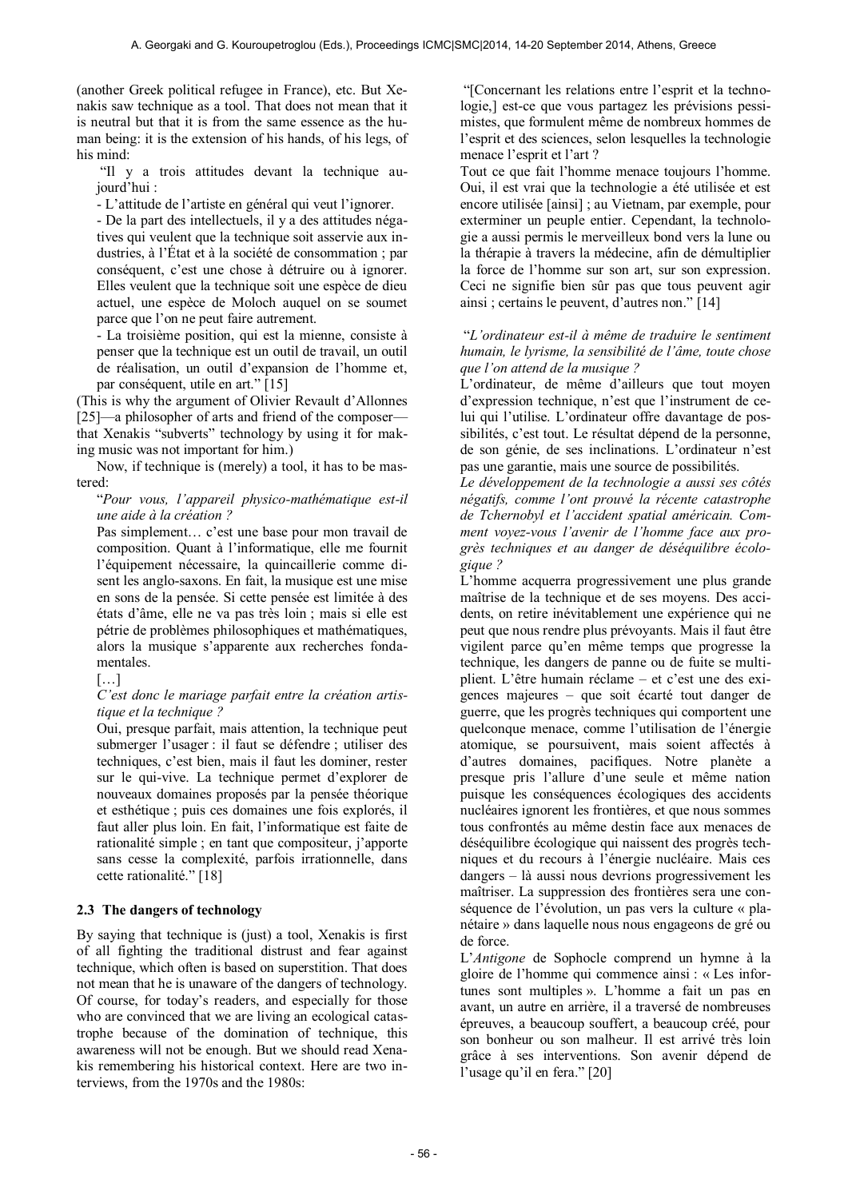(another Greek political refugee in France), etc. But Xenakis saw technique as a tool. That does not mean that it is neutral but that it is from the same essence as the human being: it is the extension of his hands, of his legs, of his mind:

> "Il y a trois attitudes devant la technique aujourd'hui :
>
> - L'attitude de l'artiste en général qui veut l'ignorer.
> - De la part des intellectuels, il y a des attitudes négatives qui veulent que la technique soit asservie aux industries, à l'État et à la société de consommation ; par conséquent, c'est une chose à détruire ou à ignorer. Elles veulent que la technique soit une espèce de dieu actuel, une espèce de Moloch auquel on se soumet parce que l'on ne peut faire autrement.
> - La troisième position, qui est la mienne, consiste à penser que la technique est un outil de travail, un outil de réalisation, un outil d'expansion de l'homme et, par conséquent, utile en art." [15]

(This is why the argument of Olivier Revault d'Allonnes [25]—a philosopher of arts and friend of the composer—that Xenakis "subverts" technology by using it for making music was not important for him.)

Now, if technique is (merely) a tool, it has to be mastered:

> "*Pour vous, l'appareil physico-mathématique est-il une aide à la création ?*
>
> Pas simplement… c'est une base pour mon travail de composition. Quant à l'informatique, elle me fournit l'équipement nécessaire, la quincaillerie comme disent les anglo-saxons. En fait, la musique est une mise en sons de la pensée. Si cette pensée est limitée à des états d'âme, elle ne va pas très loin ; mais si elle est pétrie de problèmes philosophiques et mathématiques, alors la musique s'apparente aux recherches fondamentales.
>
> […]
>
> *C'est donc le mariage parfait entre la création artistique et la technique ?*
>
> Oui, presque parfait, mais attention, la technique peut submerger l'usager : il faut se défendre ; utiliser des techniques, c'est bien, mais il faut les dominer, rester sur le qui-vive. La technique permet d'explorer de nouveaux domaines proposés par la pensée théorique et esthétique ; puis ces domaines une fois explorés, il faut aller plus loin. En fait, l'informatique est faite de rationalité simple ; en tant que compositeur, j'apporte sans cesse la complexité, parfois irrationnelle, dans cette rationalité." [18]

### 2.3 The dangers of technology

By saying that technique is (just) a tool, Xenakis is first of all fighting the traditional distrust and fear against technique, which often is based on superstition. That does not mean that he is unaware of the dangers of technology. Of course, for today's readers, and especially for those who are convinced that we are living an ecological catastrophe because of the domination of technique, this awareness will not be enough. But we should read Xenakis remembering his historical context. Here are two interviews, from the 1970s and the 1980s:

> "[Concernant les relations entre l'esprit et la technologie,] est-ce que vous partagez les prévisions pessimistes, que formulent même de nombreux hommes de l'esprit et des sciences, selon lesquelles la technologie menace l'esprit et l'art ?
>
> Tout ce que fait l'homme menace toujours l'homme. Oui, il est vrai que la technologie a été utilisée et est encore utilisée [ainsi] ; au Vietnam, par exemple, pour exterminer un peuple entier. Cependant, la technologie a aussi permis le merveilleux bond vers la lune ou la thérapie à travers la médecine, afin de démultiplier la force de l'homme sur son art, sur son expression. Ceci ne signifie bien sûr pas que tous peuvent agir ainsi ; certains le peuvent, d'autres non." [14]

> "*L'ordinateur est-il à même de traduire le sentiment humain, le lyrisme, la sensibilité de l'âme, toute chose que l'on attend de la musique ?*
>
> L'ordinateur, de même d'ailleurs que tout moyen d'expression technique, n'est que l'instrument de celui qui l'utilise. L'ordinateur offre davantage de possibilités, c'est tout. Le résultat dépend de la personne, de son génie, de ses inclinations. L'ordinateur n'est pas une garantie, mais une source de possibilités.
>
> *Le développement de la technologie a aussi ses côtés négatifs, comme l'ont prouvé la récente catastrophe de Tchernobyl et l'accident spatial américain. Comment voyez-vous l'avenir de l'homme face aux progrès techniques et au danger de déséquilibre écologique ?*
>
> L'homme acquerra progressivement une plus grande maîtrise de la technique et de ses moyens. Des accidents, on retire inévitablement une expérience qui ne peut que nous rendre plus prévoyants. Mais il faut être vigilent parce qu'en même temps que progresse la technique, les dangers de panne ou de fuite se multiplient. L'être humain réclame – et c'est une des exigences majeures – que soit écarté tout danger de guerre, que les progrès techniques qui comportent une quelconque menace, comme l'utilisation de l'énergie atomique, se poursuivent, mais soient affectés à d'autres domaines, pacifiques. Notre planète a presque pris l'allure d'une seule et même nation puisque les conséquences écologiques des accidents nucléaires ignorent les frontières, et que nous sommes tous confrontés au même destin face aux menaces de déséquilibre écologique qui naissent des progrès techniques et du recours à l'énergie nucléaire. Mais ces dangers – là aussi nous devrions progressivement les maîtriser. La suppression des frontières sera une conséquence de l'évolution, un pas vers la culture « planétaire » dans laquelle nous nous engageons de gré ou de force.
>
> L'*Antigone* de Sophocle comprend un hymne à la gloire de l'homme qui commence ainsi : « Les infortunes sont multiples ». L'homme a fait un pas en avant, un autre en arrière, il a traversé de nombreuses épreuves, a beaucoup souffert, a beaucoup créé, pour son bonheur ou son malheur. Il est arrivé très loin grâce à ses interventions. Son avenir dépend de l'usage qu'il en fera." [20]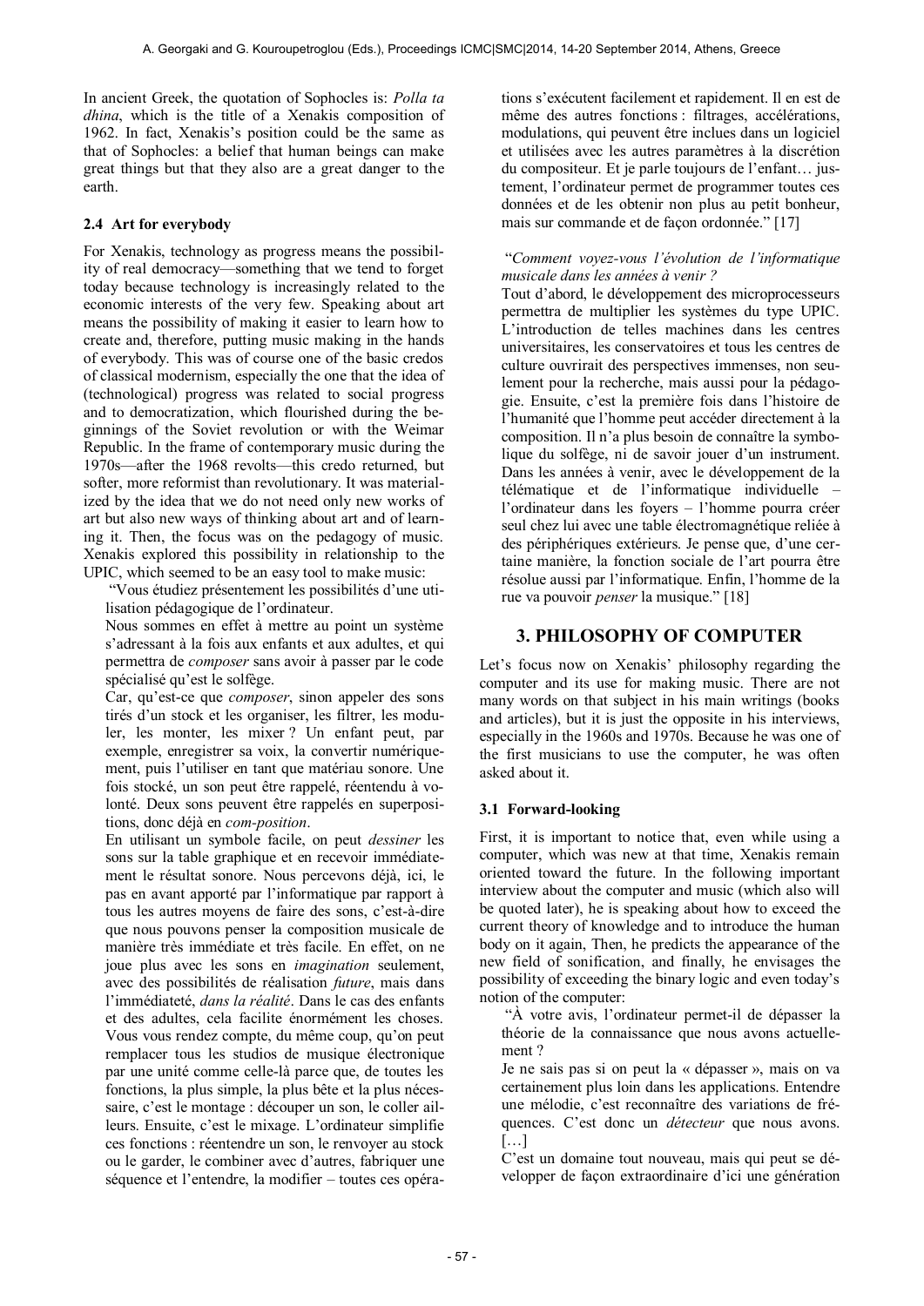In ancient Greek, the quotation of Sophocles is: *Polla ta dhina*, which is the title of a Xenakis composition of 1962. In fact, Xenakis's position could be the same as that of Sophocles: a belief that human beings can make great things but that they also are a great danger to the earth.

### 2.4 Art for everybody

For Xenakis, technology as progress means the possibility of real democracy—something that we tend to forget today because technology is increasingly related to the economic interests of the very few. Speaking about art means the possibility of making it easier to learn how to create and, therefore, putting music making in the hands of everybody. This was of course one of the basic credos of classical modernism, especially the one that the idea of (technological) progress was related to social progress and to democratization, which flourished during the beginnings of the Soviet revolution or with the Weimar Republic. In the frame of contemporary music during the 1970s—after the 1968 revolts—this credo returned, but softer, more reformist than revolutionary. It was materialized by the idea that we do not need only new works of art but also new ways of thinking about art and of learning it. Then, the focus was on the pedagogy of music. Xenakis explored this possibility in relationship to the UPIC, which seemed to be an easy tool to make music:

> "Vous étudiez présentement les possibilités d'une utilisation pédagogique de l'ordinateur.
>
> Nous sommes en effet à mettre au point un système s'adressant à la fois aux enfants et aux adultes, et qui permettra de *composer* sans avoir à passer par le code spécialisé qu'est le solfège.
>
> Car, qu'est-ce que *composer*, sinon appeler des sons tirés d'un stock et les organiser, les filtrer, les moduler, les monter, les mixer ? Un enfant peut, par exemple, enregistrer sa voix, la convertir numériquement, puis l'utiliser en tant que matériau sonore. Une fois stocké, un son peut être rappelé, réentendu à volonté. Deux sons peuvent être rappelés en superpositions, donc déjà en *com-position*.
>
> En utilisant un symbole facile, on peut *dessiner* les sons sur la table graphique et en recevoir immédiatement le résultat sonore. Nous percevons déjà, ici, le pas en avant apporté par l'informatique par rapport à tous les autres moyens de faire des sons, c'est-à-dire que nous pouvons penser la composition musicale de manière très immédiate et très facile. En effet, on ne joue plus avec les sons en *imagination* seulement, avec des possibilités de réalisation *future*, mais dans l'immédiateté, *dans la réalité*. Dans le cas des enfants et des adultes, cela facilite énormément les choses. Vous vous rendez compte, du même coup, qu'on peut remplacer tous les studios de musique électronique par une unité comme celle-là parce que, de toutes les fonctions, la plus simple, la plus bête et la plus nécessaire, c'est le montage : découper un son, le coller ailleurs. Ensuite, c'est le mixage. L'ordinateur simplifie ces fonctions : réentendre un son, le renvoyer au stock ou le garder, le combiner avec d'autres, fabriquer une séquence et l'entendre, la modifier – toutes ces opérations s'exécutent facilement et rapidement. Il en est de même des autres fonctions : filtrages, accélérations, modulations, qui peuvent être incluses dans un logiciel et utilisées avec les autres paramètres à la discrétion du compositeur. Et je parle toujours de l'enfant… justement, l'ordinateur permet de programmer toutes ces données et de les obtenir non plus au petit bonheur, mais sur commande et de façon ordonnée." [17]

> "*Comment voyez-vous l'évolution de l'informatique musicale dans les années à venir ?*
>
> Tout d'abord, le développement des microprocesseurs permettra de multiplier les systèmes du type UPIC. L'introduction de telles machines dans les centres universitaires, les conservatoires et tous les centres de culture ouvrirait des perspectives immenses, non seulement pour la recherche, mais aussi pour la pédagogie. Ensuite, c'est la première fois dans l'histoire de l'humanité que l'homme peut accéder directement à la composition. Il n'a plus besoin de connaître la symbolique du solfège, ni de savoir jouer d'un instrument. Dans les années à venir, avec le développement de la télématique et de l'informatique individuelle – l'ordinateur dans les foyers – l'homme pourra créer seul chez lui avec une table électromagnétique reliée à des périphériques extérieurs. Je pense que, d'une certaine manière, la fonction sociale de l'art pourra être résolue aussi par l'informatique. Enfin, l'homme de la rue va pouvoir *penser* la musique." [18]

## 3. PHILOSOPHY OF COMPUTER

Let's focus now on Xenakis' philosophy regarding the computer and its use for making music. There are not many words on that subject in his main writings (books and articles), but it is just the opposite in his interviews, especially in the 1960s and 1970s. Because he was one of the first musicians to use the computer, he was often asked about it.

### 3.1 Forward-looking

First, it is important to notice that, even while using a computer, which was new at that time, Xenakis remain oriented toward the future. In the following important interview about the computer and music (which also will be quoted later), he is speaking about how to exceed the current theory of knowledge and to introduce the human body on it again, Then, he predicts the appearance of the new field of sonification, and finally, he envisages the possibility of exceeding the binary logic and even today's notion of the computer:

> "À votre avis, l'ordinateur permet-il de dépasser la théorie de la connaissance que nous avons actuellement ?
>
> Je ne sais pas si on peut la « dépasser », mais on va certainement plus loin dans les applications. Entendre une mélodie, c'est reconnaître des variations de fréquences. C'est donc un *détecteur* que nous avons. […]
>
> C'est un domaine tout nouveau, mais qui peut se développer de façon extraordinaire d'ici une génération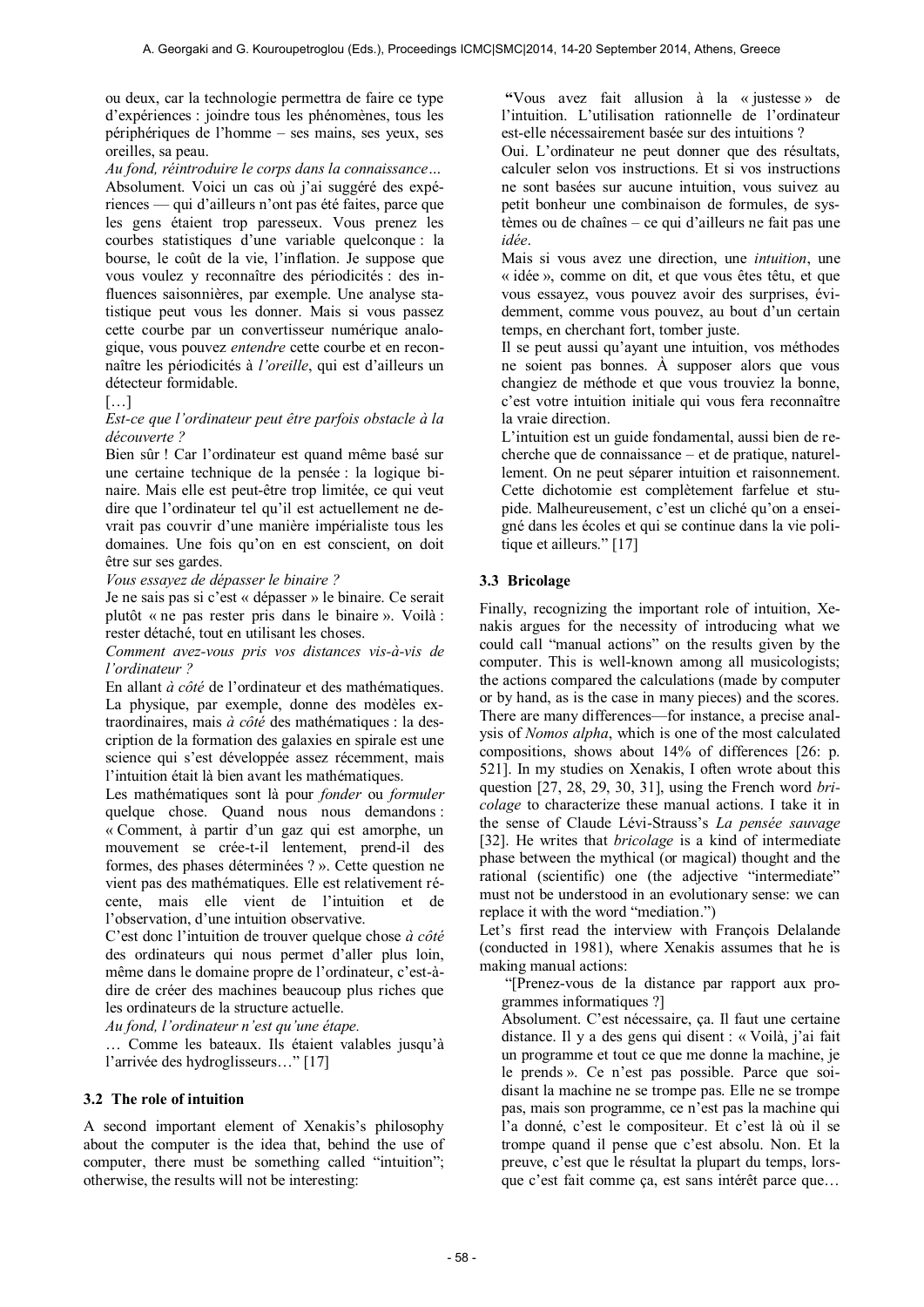ou deux, car la technologie permettra de faire ce type d'expériences : joindre tous les phénomènes, tous les périphériques de l'homme – ses mains, ses yeux, ses oreilles, sa peau.

*Au fond, réintroduire le corps dans la connaissance…*

Absolument. Voici un cas où j'ai suggéré des expériences — qui d'ailleurs n'ont pas été faites, parce que les gens étaient trop paresseux. Vous prenez les courbes statistiques d'une variable quelconque : la bourse, le coût de la vie, l'inflation. Je suppose que vous voulez y reconnaître des périodicités : des influences saisonnières, par exemple. Une analyse statistique peut vous les donner. Mais si vous passez cette courbe par un convertisseur numérique analogique, vous pouvez *entendre* cette courbe et en reconnaître les périodicités à *l'oreille*, qui est d'ailleurs un détecteur formidable.

[…]

*Est-ce que l'ordinateur peut être parfois obstacle à la découverte ?*

Bien sûr ! Car l'ordinateur est quand même basé sur une certaine technique de la pensée : la logique binaire. Mais elle est peut-être trop limitée, ce qui veut dire que l'ordinateur tel qu'il est actuellement ne devrait pas couvrir d'une manière impérialiste tous les domaines. Une fois qu'on en est conscient, on doit être sur ses gardes.

*Vous essayez de dépasser le binaire ?*

Je ne sais pas si c'est « dépasser » le binaire. Ce serait plutôt « ne pas rester pris dans le binaire ». Voilà : rester détaché, tout en utilisant les choses.

*Comment avez-vous pris vos distances vis-à-vis de l'ordinateur ?*

En allant *à côté* de l'ordinateur et des mathématiques. La physique, par exemple, donne des modèles extraordinaires, mais *à côté* des mathématiques : la description de la formation des galaxies en spirale est une science qui s'est développée assez récemment, mais l'intuition était là bien avant les mathématiques.

Les mathématiques sont là pour *fonder* ou *formuler* quelque chose. Quand nous nous demandons : « Comment, à partir d'un gaz qui est amorphe, un mouvement se crée-t-il lentement, prend-il des formes, des phases déterminées ? ». Cette question ne vient pas des mathématiques. Elle est relativement récente, mais elle vient de l'intuition et de l'observation, d'une intuition observative.

C'est donc l'intuition de trouver quelque chose *à côté* des ordinateurs qui nous permet d'aller plus loin, même dans le domaine propre de l'ordinateur, c'est-à-dire de créer des machines beaucoup plus riches que les ordinateurs de la structure actuelle.

*Au fond, l'ordinateur n'est qu'une étape.*

… Comme les bateaux. Ils étaient valables jusqu'à l'arrivée des hydroglisseurs…" [17]

### 3.2 The role of intuition

A second important element of Xenakis's philosophy about the computer is the idea that, behind the use of computer, there must be something called "intuition"; otherwise, the results will not be interesting:

"Vous avez fait allusion à la « justesse » de l'intuition. L'utilisation rationnelle de l'ordinateur est-elle nécessairement basée sur des intuitions ?

Oui. L'ordinateur ne peut donner que des résultats, calculer selon vos instructions. Et si vos instructions ne sont basées sur aucune intuition, vous suivez au petit bonheur une combinaison de formules, de systèmes ou de chaînes – ce qui d'ailleurs ne fait pas une *idée*.

Mais si vous avez une direction, une *intuition*, une « idée », comme on dit, et que vous êtes têtu, et que vous essayez, vous pouvez avoir des surprises, évidemment, comme vous pouvez, au bout d'un certain temps, en cherchant fort, tomber juste.

Il se peut aussi qu'ayant une intuition, vos méthodes ne soient pas bonnes. À supposer alors que vous changiez de méthode et que vous trouviez la bonne, c'est votre intuition initiale qui vous fera reconnaître la vraie direction.

L'intuition est un guide fondamental, aussi bien de recherche que de connaissance – et de pratique, naturellement. On ne peut séparer intuition et raisonnement. Cette dichotomie est complètement farfelue et stupide. Malheureusement, c'est un cliché qu'on a enseigné dans les écoles et qui se continue dans la vie politique et ailleurs." [17]

### 3.3 Bricolage

Finally, recognizing the important role of intuition, Xenakis argues for the necessity of introducing what we could call "manual actions" on the results given by the computer. This is well-known among all musicologists; the actions compared the calculations (made by computer or by hand, as is the case in many pieces) and the scores. There are many differences—for instance, a precise analysis of *Nomos alpha*, which is one of the most calculated compositions, shows about 14% of differences [26: p. 521]. In my studies on Xenakis, I often wrote about this question [27, 28, 29, 30, 31], using the French word *bricolage* to characterize these manual actions. I take it in the sense of Claude Lévi-Strauss's *La pensée sauvage* [32]. He writes that *bricolage* is a kind of intermediate phase between the mythical (or magical) thought and the rational (scientific) one (the adjective "intermediate" must not be understood in an evolutionary sense: we can replace it with the word "mediation.")

Let's first read the interview with François Delalande (conducted in 1981), where Xenakis assumes that he is making manual actions:

"[Prenez-vous de la distance par rapport aux programmes informatiques ?]

Absolument. C'est nécessaire, ça. Il faut une certaine distance. Il y a des gens qui disent : « Voilà, j'ai fait un programme et tout ce que me donne la machine, je le prends ». Ce n'est pas possible. Parce que soi-disant la machine ne se trompe pas. Elle ne se trompe pas, mais son programme, ce n'est pas la machine qui l'a donné, c'est le compositeur. Et c'est là où il se trompe quand il pense que c'est absolu. Non. Et la preuve, c'est que le résultat la plupart du temps, lorsque c'est fait comme ça, est sans intérêt parce que…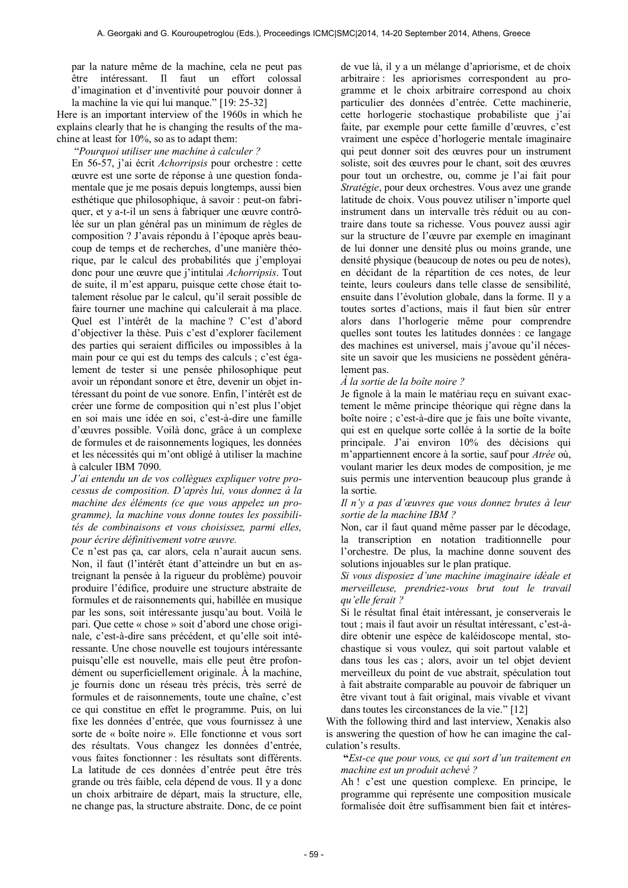par la nature même de la machine, cela ne peut pas être intéressant. Il faut un effort colossal d'imagination et d'inventivité pour pouvoir donner à la machine la vie qui lui manque." [19: 25-32]

Here is an important interview of the 1960s in which he explains clearly that he is changing the results of the machine at least for 10%, so as to adapt them:

> "*Pourquoi utiliser une machine à calculer ?*
>
> En 56-57, j'ai écrit *Achorripsis* pour orchestre : cette œuvre est une sorte de réponse à une question fondamentale que je me posais depuis longtemps, aussi bien esthétique que philosophique, à savoir : peut-on fabriquer, et y a-t-il un sens à fabriquer une œuvre contrôlée sur un plan général pas un minimum de règles de composition ? J'avais répondu à l'époque après beaucoup de temps et de recherches, d'une manière théorique, par le calcul des probabilités que j'employai donc pour une œuvre que j'intitulai *Achorripsis*. Tout de suite, il m'est apparu, puisque cette chose était totalement résolue par le calcul, qu'il serait possible de faire tourner une machine qui calculerait à ma place. Quel est l'intérêt de la machine ? C'est d'abord d'objectiver la thèse. Puis c'est d'explorer facilement des parties qui seraient difficiles ou impossibles à la main pour ce qui est du temps des calculs ; c'est également de tester si une pensée philosophique peut avoir un répondant sonore et être, devenir un objet intéressant du point de vue sonore. Enfin, l'intérêt est de créer une forme de composition qui n'est plus l'objet en soi mais une idée en soi, c'est-à-dire une famille d'œuvres possible. Voilà donc, grâce à un complexe de formules et de raisonnements logiques, les données et les nécessités qui m'ont obligé à utiliser la machine à calculer IBM 7090.
>
> *J'ai entendu un de vos collègues expliquer votre processus de composition. D'après lui, vous donnez à la machine des éléments (ce que vous appelez un programme), la machine vous donne toutes les possibilités de combinaisons et vous choisissez, parmi elles, pour écrire définitivement votre œuvre.*
>
> Ce n'est pas ça, car alors, cela n'aurait aucun sens. Non, il faut (l'intérêt étant d'atteindre un but en astreignant la pensée à la rigueur du problème) pouvoir produire l'édifice, produire une structure abstraite de formules et de raisonnements qui, habillée en musique par les sons, soit intéressante jusqu'au bout. Voilà le pari. Que cette « chose » soit d'abord une chose originale, c'est-à-dire sans précédent, et qu'elle soit intéressante. Une chose nouvelle est toujours intéressante puisqu'elle est nouvelle, mais elle peut être profondément ou superficiellement originale. À la machine, je fournis donc un réseau très précis, très serré de formules et de raisonnements, toute une chaîne, c'est ce qui constitue en effet le programme. Puis, on lui fixe les données d'entrée, que vous fournissez à une sorte de « boîte noire ». Elle fonctionne et vous sort des résultats. Vous changez les données d'entrée, vous faites fonctionner : les résultats sont différents. La latitude de ces données d'entrée peut être très grande ou très faible, cela dépend de vous. Il y a donc un choix arbitraire de départ, mais la structure, elle, ne change pas, la structure abstraite. Donc, de ce point de vue là, il y a un mélange d'apriorisme, et de choix arbitraire : les apriorismes correspondent au programme et le choix arbitraire correspond au choix particulier des données d'entrée. Cette machinerie, cette horlogerie stochastique probabiliste que j'ai faite, par exemple pour cette famille d'œuvres, c'est vraiment une espèce d'horlogerie mentale imaginaire qui peut donner soit des œuvres pour un instrument soliste, soit des œuvres pour le chant, soit des œuvres pour tout un orchestre, ou, comme je l'ai fait pour *Stratégie*, pour deux orchestres. Vous avez une grande latitude de choix. Vous pouvez utiliser n'importe quel instrument dans un intervalle très réduit ou au contraire dans toute sa richesse. Vous pouvez aussi agir sur la structure de l'œuvre par exemple en imaginant de lui donner une densité plus ou moins grande, une densité physique (beaucoup de notes ou peu de notes), en décidant de la répartition de ces notes, de leur teinte, leurs couleurs dans telle classe de sensibilité, ensuite dans l'évolution globale, dans la forme. Il y a toutes sortes d'actions, mais il faut bien sûr entrer alors dans l'horlogerie même pour comprendre quelles sont toutes les latitudes données : ce langage des machines est universel, mais j'avoue qu'il nécessite un savoir que les musiciens ne possèdent généralement pas.
>
> *À la sortie de la boîte noire ?*
>
> Je fignole à la main le matériau reçu en suivant exactement le même principe théorique qui règne dans la boîte noire ; c'est-à-dire que je fais une boîte vivante, qui est en quelque sorte collée à la sortie de la boîte principale. J'ai environ 10% des décisions qui m'appartiennent encore à la sortie, sauf pour *Atrée* où, voulant marier les deux modes de composition, je me suis permis une intervention beaucoup plus grande à la sortie.
>
> *Il n'y a pas d'œuvres que vous donnez brutes à leur sortie de la machine IBM ?*
>
> Non, car il faut quand même passer par le décodage, la transcription en notation traditionnelle pour l'orchestre. De plus, la machine donne souvent des solutions injouables sur le plan pratique.
>
> *Si vous disposiez d'une machine imaginaire idéale et merveilleuse, prendriez-vous brut tout le travail qu'elle ferait ?*
>
> Si le résultat final était intéressant, je conserverais le tout ; mais il faut avoir un résultat intéressant, c'est-à-dire obtenir une espèce de kaléidoscope mental, stochastique si vous voulez, qui soit partout valable et dans tous les cas ; alors, avoir un tel objet devient merveilleux du point de vue abstrait, spéculation tout à fait abstraite comparable au pouvoir de fabriquer un être vivant tout à fait original, mais vivable et vivant dans toutes les circonstances de la vie." [12]

With the following third and last interview, Xenakis also is answering the question of how he can imagine the calculation's results.

> "*Est-ce que pour vous, ce qui sort d'un traitement en machine est un produit achevé ?*
>
> Ah ! c'est une question complexe. En principe, le programme qui représente une composition musicale formalisée doit être suffisamment bien fait et intéres-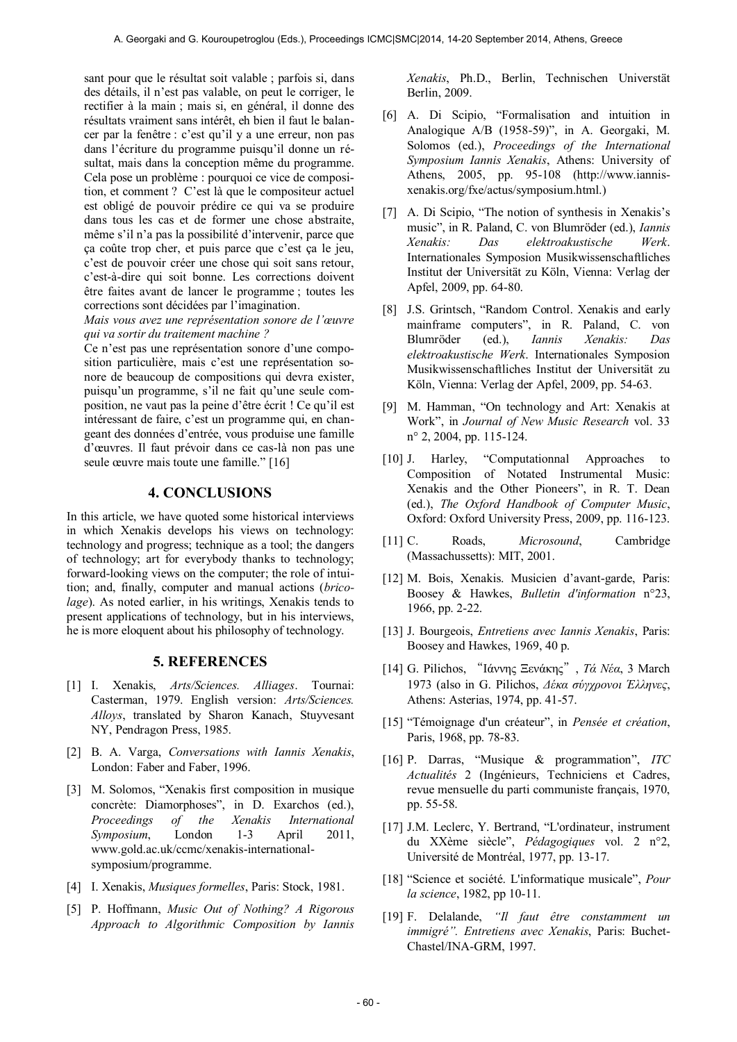sant pour que le résultat soit valable ; parfois si, dans des détails, il n'est pas valable, on peut le corriger, le rectifier à la main ; mais si, en général, il donne des résultats vraiment sans intérêt, eh bien il faut le balancer par la fenêtre : c'est qu'il y a une erreur, non pas dans l'écriture du programme puisqu'il donne un résultat, mais dans la conception même du programme. Cela pose un problème : pourquoi ce vice de composition, et comment ? C'est là que le compositeur actuel est obligé de pouvoir prédire ce qui va se produire dans tous les cas et de former une chose abstraite, même s'il n'a pas la possibilité d'intervenir, parce que ça coûte trop cher, et puis parce que c'est ça le jeu, c'est de pouvoir créer une chose qui soit sans retour, c'est-à-dire qui soit bonne. Les corrections doivent être faites avant de lancer le programme ; toutes les corrections sont décidées par l'imagination.

*Mais vous avez une représentation sonore de l'œuvre qui va sortir du traitement machine ?*

Ce n'est pas une représentation sonore d'une composition particulière, mais c'est une représentation sonore de beaucoup de compositions qui devra exister, puisqu'un programme, s'il ne fait qu'une seule composition, ne vaut pas la peine d'être écrit ! Ce qu'il est intéressant de faire, c'est un programme qui, en changeant des données d'entrée, vous produise une famille d'œuvres. Il faut prévoir dans ce cas-là non pas une seule œuvre mais toute une famille." [16]

## 4. CONCLUSIONS

In this article, we have quoted some historical interviews in which Xenakis develops his views on technology: technology and progress; technique as a tool; the dangers of technology; art for everybody thanks to technology; forward-looking views on the computer; the role of intuition; and, finally, computer and manual actions (*bricolage*). As noted earlier, in his writings, Xenakis tends to present applications of technology, but in his interviews, he is more eloquent about his philosophy of technology.

## 5. REFERENCES

[1] I. Xenakis, *Arts/Sciences. Alliages*. Tournai: Casterman, 1979. English version: *Arts/Sciences. Alloys*, translated by Sharon Kanach, Stuyvesant NY, Pendragon Press, 1985.

[2] B. A. Varga, *Conversations with Iannis Xenakis*, London: Faber and Faber, 1996.

[3] M. Solomos, "Xenakis first composition in musique concrète: Diamorphoses", in D. Exarchos (ed.), *Proceedings of the Xenakis International Symposium*, London 1-3 April 2011, www.gold.ac.uk/ccmc/xenakis-international-symposium/programme.

[4] I. Xenakis, *Musiques formelles*, Paris: Stock, 1981.

[5] P. Hoffmann, *Music Out of Nothing? A Rigorous Approach to Algorithmic Composition by Iannis Xenakis*, Ph.D., Berlin, Technischen Universtät Berlin, 2009.

[6] A. Di Scipio, "Formalisation and intuition in Analogique A/B (1958-59)", in A. Georgaki, M. Solomos (ed.), *Proceedings of the International Symposium Iannis Xenakis*, Athens: University of Athens, 2005, pp. 95-108 (http://www.iannis-xenakis.org/fxe/actus/symposium.html.)

[7] A. Di Scipio, "The notion of synthesis in Xenakis's music", in R. Paland, C. von Blumröder (ed.), *Iannis Xenakis: Das elektroakustische Werk*. Internationales Symposion Musikwissenschaftliches Institut der Universität zu Köln, Vienna: Verlag der Apfel, 2009, pp. 64-80.

[8] J.S. Grintsch, "Random Control. Xenakis and early mainframe computers", in R. Paland, C. von Blumröder (ed.), *Iannis Xenakis: Das elektroakustische Werk*. Internationales Symposion Musikwissenschaftliches Institut der Universität zu Köln, Vienna: Verlag der Apfel, 2009, pp. 54-63.

[9] M. Hamman, "On technology and Art: Xenakis at Work", in *Journal of New Music Research* vol. 33 n° 2, 2004, pp. 115-124.

[10] J. Harley, "Computationnal Approaches to Composition of Notated Instrumental Music: Xenakis and the Other Pioneers", in R. T. Dean (ed.), *The Oxford Handbook of Computer Music*, Oxford: Oxford University Press, 2009, pp. 116-123.

[11] C. Roads, *Microsound*, Cambridge (Massachussetts): MIT, 2001.

[12] M. Bois, Xenakis. Musicien d'avant-garde, Paris: Boosey & Hawkes, *Bulletin d'information* n°23, 1966, pp. 2-22.

[13] J. Bourgeois, *Entretiens avec Iannis Xenakis*, Paris: Boosey and Hawkes, 1969, 40 p.

[14] G. Pilichos, "Ιάννης Ξενάκης", *Τά Νέα*, 3 March 1973 (also in G. Pilichos, *Δέκα σύγχρονοι Έλληνες*, Athens: Asterias, 1974, pp. 41-57.

[15] "Témoignage d'un créateur", in *Pensée et création*, Paris, 1968, pp. 78-83.

[16] P. Darras, "Musique & programmation", *ITC Actualités* 2 (Ingénieurs, Techniciens et Cadres, revue mensuelle du parti communiste français, 1970, pp. 55-58.

[17] J.M. Leclerc, Y. Bertrand, "L'ordinateur, instrument du XXème siècle", *Pédagogiques* vol. 2 n°2, Université de Montréal, 1977, pp. 13-17.

[18] "Science et société. L'informatique musicale", *Pour la science*, 1982, pp 10-11.

[19] F. Delalande, *"Il faut être constamment un immigré". Entretiens avec Xenakis*, Paris: Buchet-Chastel/INA-GRM, 1997.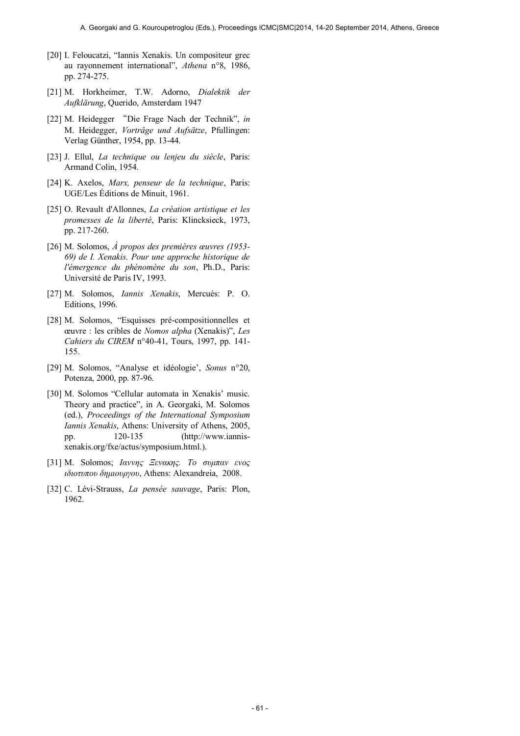[20] I. Feloucatzi, “Iannis Xenakis. Un compositeur grec au rayonnement international”, *Athena* n°8, 1986, pp. 274-275.

[21] M. Horkheimer, T.W. Adorno, *Dialektik der Aufklärung*, Querido, Amsterdam 1947

[22] M. Heidegger “Die Frage Nach der Technik”, *in* M. Heidegger, *Vortrâge und Aufsätze*, Pfullingen: Verlag Günther, 1954, pp. 13-44.

[23] J. Ellul, *La technique ou lenjeu du siècle*, Paris: Armand Colin, 1954.

[24] K. Axelos, *Marx, penseur de la technique*, Paris: UGE/Les Éditions de Minuit, 1961.

[25] O. Revault d'Allonnes, *La création artistique et les promesses de la liberté*, Paris: Klincksieck, 1973, pp. 217-260.

[26] M. Solomos, *À propos des premières œuvres (1953-69) de I. Xenakis. Pour une approche historique de l'émergence du phénomène du son*, Ph.D., Paris: Université de Paris IV, 1993.

[27] M. Solomos, *Iannis Xenakis*, Mercuès: P. O. Editions, 1996.

[28] M. Solomos, “Esquisses pré-compositionnelles et œuvre : les cribles de *Nomos alpha* (Xenakis)”, *Les Cahiers du CIREM* n°40-41, Tours, 1997, pp. 141-155.

[29] M. Solomos, “Analyse et idéologie’, *Sonus* n°20, Potenza, 2000, pp. 87-96.

[30] M. Solomos “Cellular automata in Xenakis’ music. Theory and practice”, in A. Georgaki, M. Solomos (ed.), *Proceedings of the International Symposium Iannis Xenakis*, Athens: University of Athens, 2005, pp. 120-135 (http://www.iannis-xenakis.org/fxe/actus/symposium.html.).

[31] M. Solomos; *Ιαννης Ξενακης. Το συμπαν ενος ιδιοτυπου δημιουργου*, Athens: Alexandreia, 2008.

[32] C. Lévi-Strauss, *La pensée sauvage*, Paris: Plon, 1962.